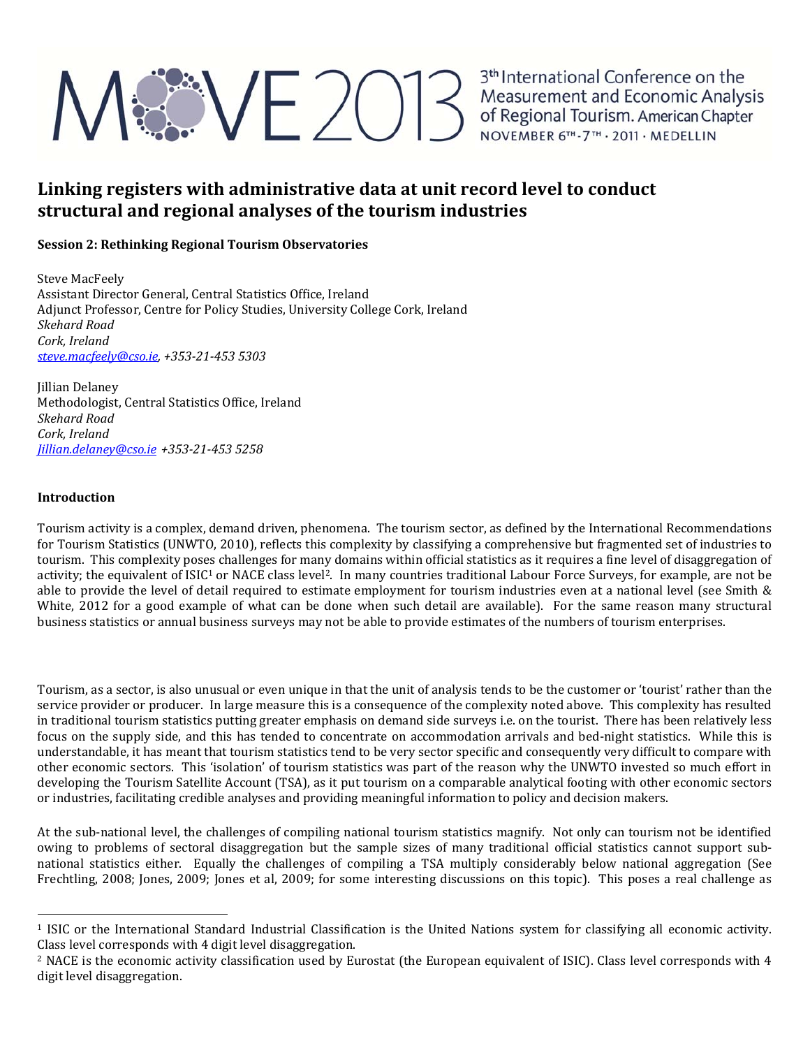MOVE 2013 — 3th International Conference on the Measurement and Economic Analysis of Regional Tourism. American Chapter — NOVEMBER 6TH-7TH · 2011 · MEDELLIN

# Linking registers with administrative data at unit record level to conduct structural and regional analyses of the tourism industries

**Session 2: Rethinking Regional Tourism Observatories**

Steve MacFeely
Assistant Director General, Central Statistics Office, Ireland
Adjunct Professor, Centre for Policy Studies, University College Cork, Ireland
*Skehard Road*
*Cork, Ireland*
*steve.macfeely@cso.ie, +353-21-453 5303*

Jillian Delaney
Methodologist, Central Statistics Office, Ireland
*Skehard Road*
*Cork, Ireland*
*Jillian.delaney@cso.ie +353-21-453 5258*

## Introduction

Tourism activity is a complex, demand driven, phenomena. The tourism sector, as defined by the International Recommendations for Tourism Statistics (UNWTO, 2010), reflects this complexity by classifying a comprehensive but fragmented set of industries to tourism. This complexity poses challenges for many domains within official statistics as it requires a fine level of disaggregation of activity; the equivalent of ISIC[1] or NACE class level[2]. In many countries traditional Labour Force Surveys, for example, are not be able to provide the level of detail required to estimate employment for tourism industries even at a national level (see Smith & White, 2012 for a good example of what can be done when such detail are available). For the same reason many structural business statistics or annual business surveys may not be able to provide estimates of the numbers of tourism enterprises.

Tourism, as a sector, is also unusual or even unique in that the unit of analysis tends to be the customer or 'tourist' rather than the service provider or producer. In large measure this is a consequence of the complexity noted above. This complexity has resulted in traditional tourism statistics putting greater emphasis on demand side surveys i.e. on the tourist. There has been relatively less focus on the supply side, and this has tended to concentrate on accommodation arrivals and bed-night statistics. While this is understandable, it has meant that tourism statistics tend to be very sector specific and consequently very difficult to compare with other economic sectors. This 'isolation' of tourism statistics was part of the reason why the UNWTO invested so much effort in developing the Tourism Satellite Account (TSA), as it put tourism on a comparable analytical footing with other economic sectors or industries, facilitating credible analyses and providing meaningful information to policy and decision makers.

At the sub-national level, the challenges of compiling national tourism statistics magnify. Not only can tourism not be identified owing to problems of sectoral disaggregation but the sample sizes of many traditional official statistics cannot support sub-national statistics either. Equally the challenges of compiling a TSA multiply considerably below national aggregation (See Frechtling, 2008; Jones, 2009; Jones et al, 2009; for some interesting discussions on this topic). This poses a real challenge as

---

[1] ISIC or the International Standard Industrial Classification is the United Nations system for classifying all economic activity. Class level corresponds with 4 digit level disaggregation.

[2] NACE is the economic activity classification used by Eurostat (the European equivalent of ISIC). Class level corresponds with 4 digit level disaggregation.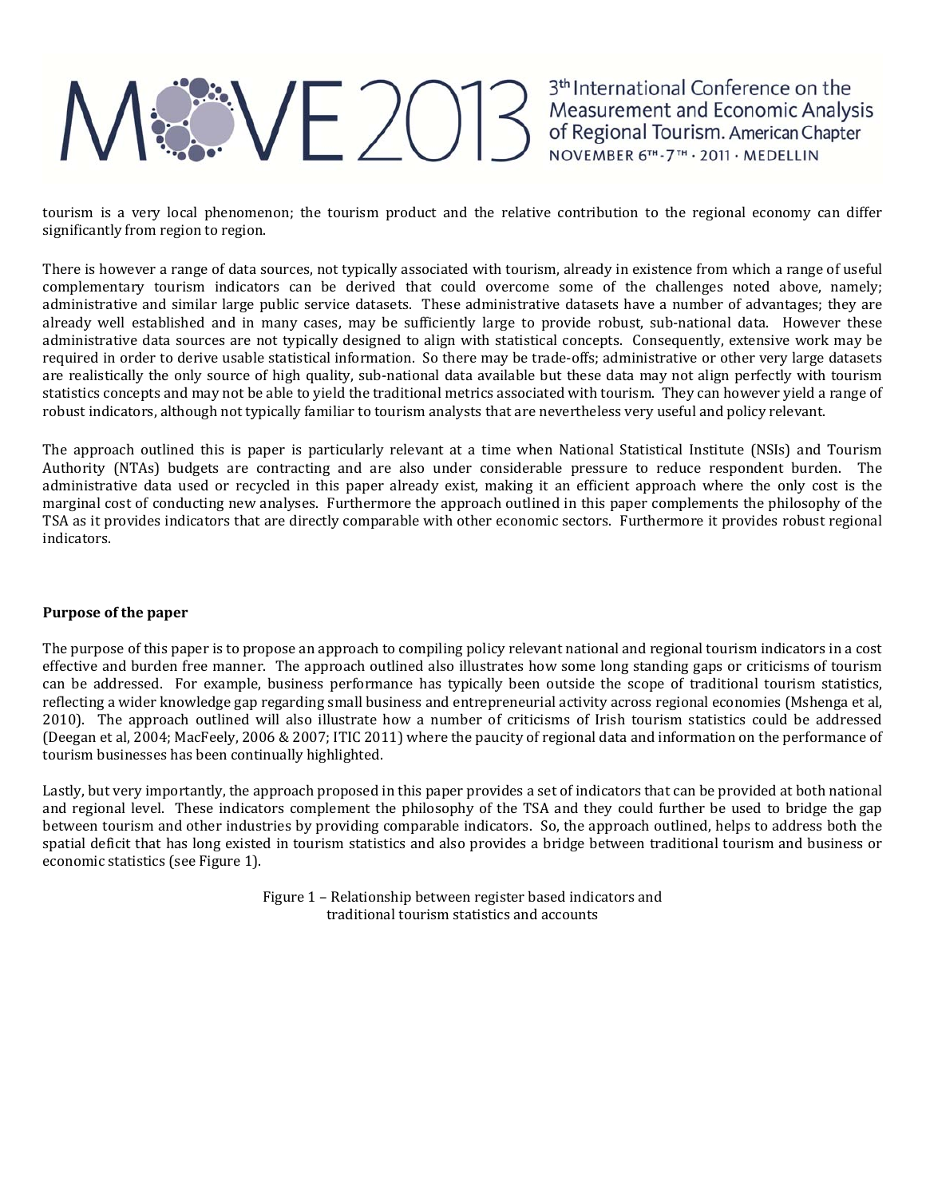tourism is a very local phenomenon; the tourism product and the relative contribution to the regional economy can differ significantly from region to region.

There is however a range of data sources, not typically associated with tourism, already in existence from which a range of useful complementary tourism indicators can be derived that could overcome some of the challenges noted above, namely; administrative and similar large public service datasets. These administrative datasets have a number of advantages; they are already well established and in many cases, may be sufficiently large to provide robust, sub-national data. However these administrative data sources are not typically designed to align with statistical concepts. Consequently, extensive work may be required in order to derive usable statistical information. So there may be trade-offs; administrative or other very large datasets are realistically the only source of high quality, sub-national data available but these data may not align perfectly with tourism statistics concepts and may not be able to yield the traditional metrics associated with tourism. They can however yield a range of robust indicators, although not typically familiar to tourism analysts that are nevertheless very useful and policy relevant.

The approach outlined this is paper is particularly relevant at a time when National Statistical Institute (NSIs) and Tourism Authority (NTAs) budgets are contracting and are also under considerable pressure to reduce respondent burden. The administrative data used or recycled in this paper already exist, making it an efficient approach where the only cost is the marginal cost of conducting new analyses. Furthermore the approach outlined in this paper complements the philosophy of the TSA as it provides indicators that are directly comparable with other economic sectors. Furthermore it provides robust regional indicators.

**Purpose of the paper**

The purpose of this paper is to propose an approach to compiling policy relevant national and regional tourism indicators in a cost effective and burden free manner. The approach outlined also illustrates how some long standing gaps or criticisms of tourism can be addressed. For example, business performance has typically been outside the scope of traditional tourism statistics, reflecting a wider knowledge gap regarding small business and entrepreneurial activity across regional economies (Mshenga et al, 2010). The approach outlined will also illustrate how a number of criticisms of Irish tourism statistics could be addressed (Deegan et al, 2004; MacFeely, 2006 & 2007; ITIC 2011) where the paucity of regional data and information on the performance of tourism businesses has been continually highlighted.

Lastly, but very importantly, the approach proposed in this paper provides a set of indicators that can be provided at both national and regional level. These indicators complement the philosophy of the TSA and they could further be used to bridge the gap between tourism and other industries by providing comparable indicators. So, the approach outlined, helps to address both the spatial deficit that has long existed in tourism statistics and also provides a bridge between traditional tourism and business or economic statistics (see Figure 1).

Figure 1 – Relationship between register based indicators and traditional tourism statistics and accounts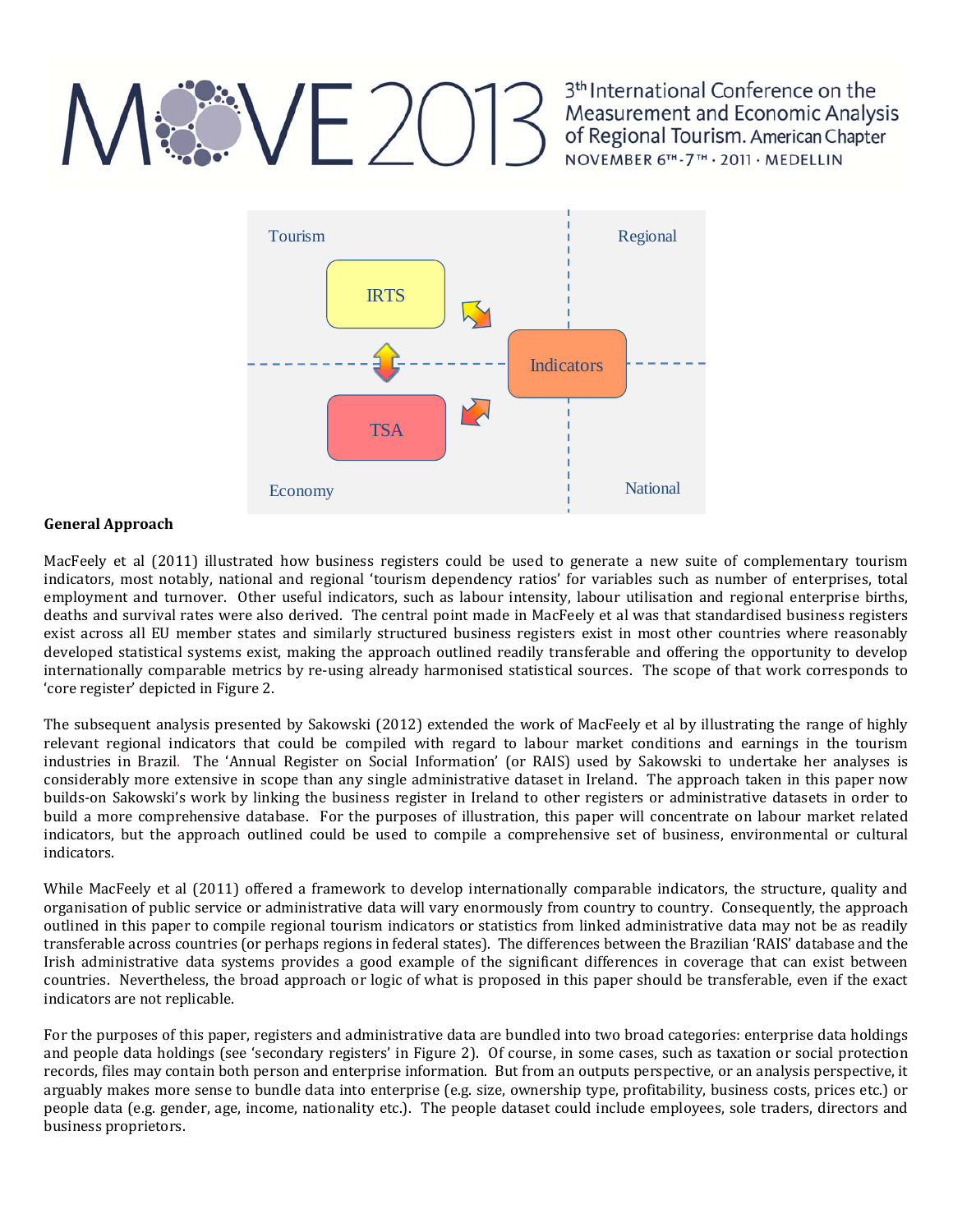Tourism | Regional

IRTS

Indicators

TSA

Economy | National

**General Approach**

MacFeely et al (2011) illustrated how business registers could be used to generate a new suite of complementary tourism indicators, most notably, national and regional 'tourism dependency ratios' for variables such as number of enterprises, total employment and turnover. Other useful indicators, such as labour intensity, labour utilisation and regional enterprise births, deaths and survival rates were also derived. The central point made in MacFeely et al was that standardised business registers exist across all EU member states and similarly structured business registers exist in most other countries where reasonably developed statistical systems exist, making the approach outlined readily transferable and offering the opportunity to develop internationally comparable metrics by re-using already harmonised statistical sources. The scope of that work corresponds to 'core register' depicted in Figure 2.

The subsequent analysis presented by Sakowski (2012) extended the work of MacFeely et al by illustrating the range of highly relevant regional indicators that could be compiled with regard to labour market conditions and earnings in the tourism industries in Brazil. The 'Annual Register on Social Information' (or RAIS) used by Sakowski to undertake her analyses is considerably more extensive in scope than any single administrative dataset in Ireland. The approach taken in this paper now builds-on Sakowski's work by linking the business register in Ireland to other registers or administrative datasets in order to build a more comprehensive database. For the purposes of illustration, this paper will concentrate on labour market related indicators, but the approach outlined could be used to compile a comprehensive set of business, environmental or cultural indicators.

While MacFeely et al (2011) offered a framework to develop internationally comparable indicators, the structure, quality and organisation of public service or administrative data will vary enormously from country to country. Consequently, the approach outlined in this paper to compile regional tourism indicators or statistics from linked administrative data may not be as readily transferable across countries (or perhaps regions in federal states). The differences between the Brazilian 'RAIS' database and the Irish administrative data systems provides a good example of the significant differences in coverage that can exist between countries. Nevertheless, the broad approach or logic of what is proposed in this paper should be transferable, even if the exact indicators are not replicable.

For the purposes of this paper, registers and administrative data are bundled into two broad categories: enterprise data holdings and people data holdings (see 'secondary registers' in Figure 2). Of course, in some cases, such as taxation or social protection records, files may contain both person and enterprise information. But from an outputs perspective, or an analysis perspective, it arguably makes more sense to bundle data into enterprise (e.g. size, ownership type, profitability, business costs, prices etc.) or people data (e.g. gender, age, income, nationality etc.). The people dataset could include employees, sole traders, directors and business proprietors.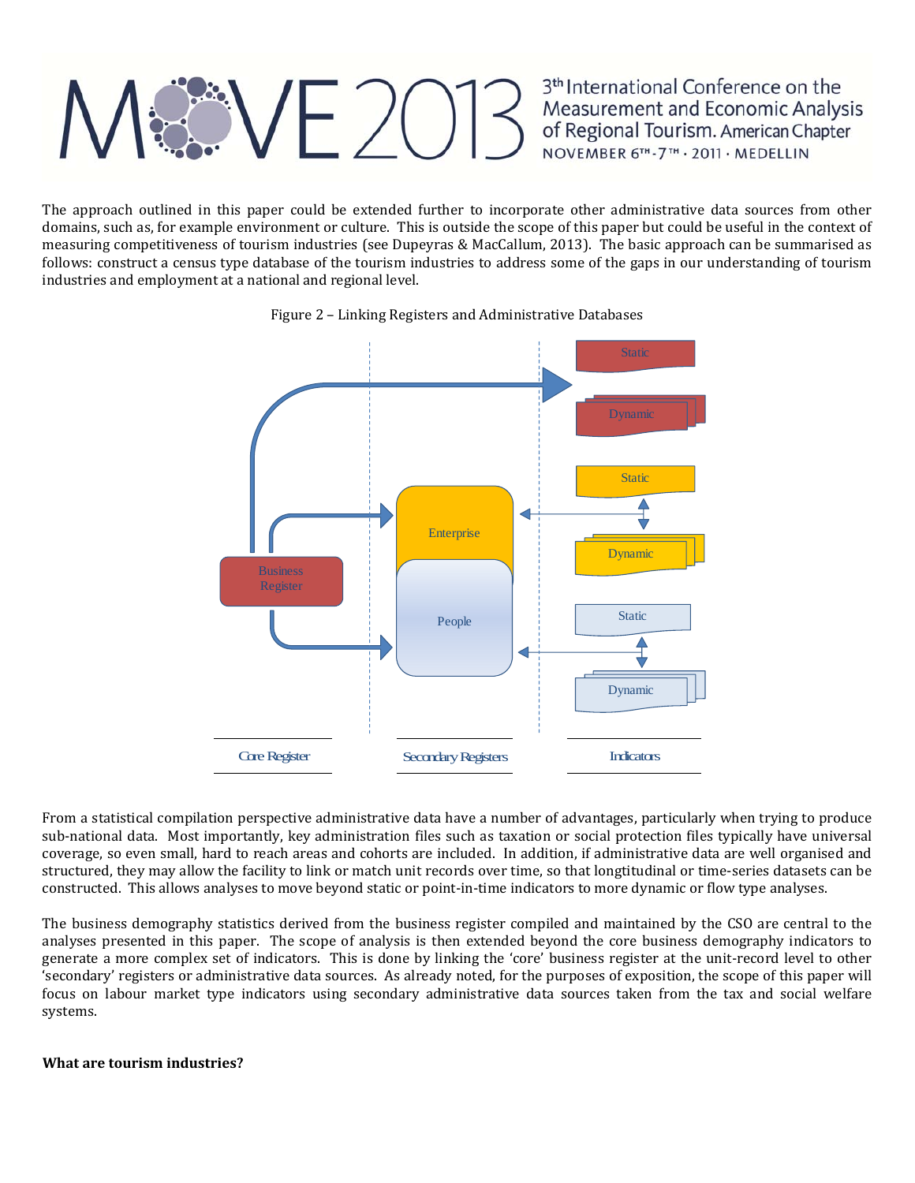The approach outlined in this paper could be extended further to incorporate other administrative data sources from other domains, such as, for example environment or culture. This is outside the scope of this paper but could be useful in the context of measuring competitiveness of tourism industries (see Dupeyras & MacCallum, 2013). The basic approach can be summarised as follows: construct a census type database of the tourism industries to address some of the gaps in our understanding of tourism industries and employment at a national and regional level.

Figure 2 – Linking Registers and Administrative Databases

From a statistical compilation perspective administrative data have a number of advantages, particularly when trying to produce sub-national data. Most importantly, key administration files such as taxation or social protection files typically have universal coverage, so even small, hard to reach areas and cohorts are included. In addition, if administrative data are well organised and structured, they may allow the facility to link or match unit records over time, so that longtitudinal or time-series datasets can be constructed. This allows analyses to move beyond static or point-in-time indicators to more dynamic or flow type analyses.

The business demography statistics derived from the business register compiled and maintained by the CSO are central to the analyses presented in this paper. The scope of analysis is then extended beyond the core business demography indicators to generate a more complex set of indicators. This is done by linking the 'core' business register at the unit-record level to other 'secondary' registers or administrative data sources. As already noted, for the purposes of exposition, the scope of this paper will focus on labour market type indicators using secondary administrative data sources taken from the tax and social welfare systems.

**What are tourism industries?**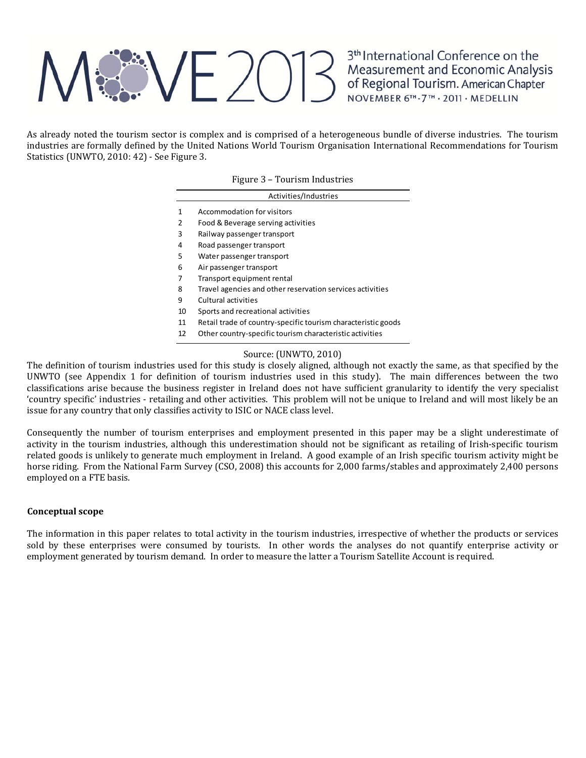As already noted the tourism sector is complex and is comprised of a heterogeneous bundle of diverse industries. The tourism industries are formally defined by the United Nations World Tourism Organisation International Recommendations for Tourism Statistics (UNWTO, 2010: 42) - See Figure 3.

Figure 3 – Tourism Industries

| | Activities/Industries |
|---|---|
| 1 | Accommodation for visitors |
| 2 | Food & Beverage serving activities |
| 3 | Railway passenger transport |
| 4 | Road passenger transport |
| 5 | Water passenger transport |
| 6 | Air passenger transport |
| 7 | Transport equipment rental |
| 8 | Travel agencies and other reservation services activities |
| 9 | Cultural activities |
| 10 | Sports and recreational activities |
| 11 | Retail trade of country-specific tourism characteristic goods |
| 12 | Other country-specific tourism characteristic activities |

Source: (UNWTO, 2010)

The definition of tourism industries used for this study is closely aligned, although not exactly the same, as that specified by the UNWTO (see Appendix 1 for definition of tourism industries used in this study). The main differences between the two classifications arise because the business register in Ireland does not have sufficient granularity to identify the very specialist 'country specific' industries - retailing and other activities. This problem will not be unique to Ireland and will most likely be an issue for any country that only classifies activity to ISIC or NACE class level.

Consequently the number of tourism enterprises and employment presented in this paper may be a slight underestimate of activity in the tourism industries, although this underestimation should not be significant as retailing of Irish-specific tourism related goods is unlikely to generate much employment in Ireland. A good example of an Irish specific tourism activity might be horse riding. From the National Farm Survey (CSO, 2008) this accounts for 2,000 farms/stables and approximately 2,400 persons employed on a FTE basis.

**Conceptual scope**

The information in this paper relates to total activity in the tourism industries, irrespective of whether the products or services sold by these enterprises were consumed by tourists. In other words the analyses do not quantify enterprise activity or employment generated by tourism demand. In order to measure the latter a Tourism Satellite Account is required.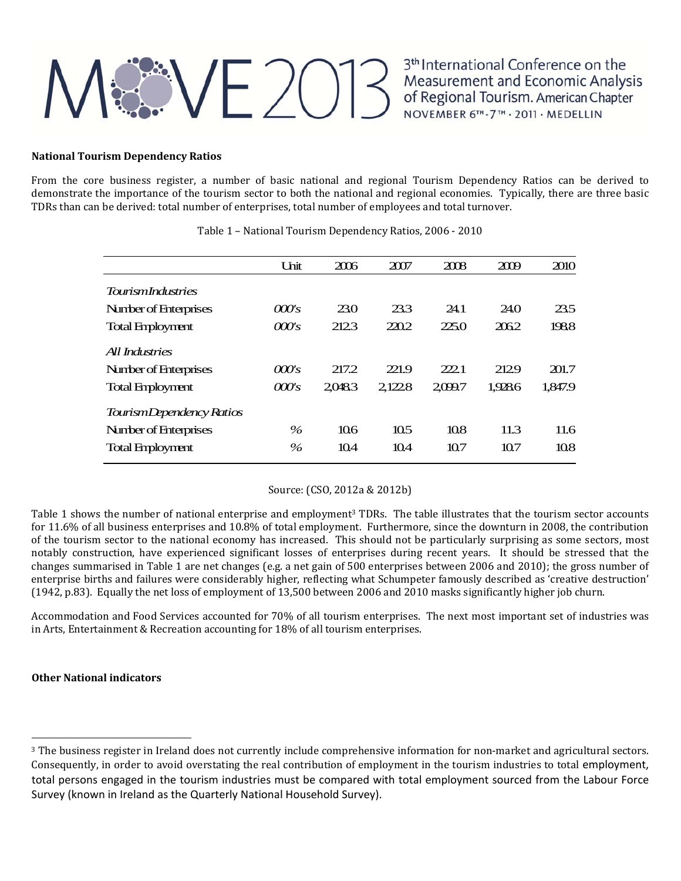**National Tourism Dependency Ratios**

From the core business register, a number of basic national and regional Tourism Dependency Ratios can be derived to demonstrate the importance of the tourism sector to both the national and regional economies. Typically, there are three basic TDRs than can be derived: total number of enterprises, total number of employees and total turnover.

Table 1 – National Tourism Dependency Ratios, 2006 - 2010

| | Unit | 2006 | 2007 | 2008 | 2009 | 2010 |
|---|---|---|---|---|---|---|
| *Tourism Industries* | | | | | | |
| Number of Enterprises | *000's* | 23.0 | 23.3 | 24.1 | 24.0 | 23.5 |
| Total Employment | *000's* | 212.3 | 220.2 | 225.0 | 206.2 | 198.8 |
| *All Industries* | | | | | | |
| Number of Enterprises | *000's* | 217.2 | 221.9 | 222.1 | 212.9 | 201.7 |
| Total Employment | *000's* | 2,048.3 | 2,122.8 | 2,099.7 | 1,928.6 | 1,847.9 |
| *Tourism Dependency Ratios* | | | | | | |
| Number of Enterprises | *%* | 10.6 | 10.5 | 10.8 | 11.3 | 11.6 |
| Total Employment | *%* | 10.4 | 10.4 | 10.7 | 10.7 | 10.8 |

Source: (CSO, 2012a & 2012b)

Table 1 shows the number of national enterprise and employment[3] TDRs. The table illustrates that the tourism sector accounts for 11.6% of all business enterprises and 10.8% of total employment. Furthermore, since the downturn in 2008, the contribution of the tourism sector to the national economy has increased. This should not be particularly surprising as some sectors, most notably construction, have experienced significant losses of enterprises during recent years. It should be stressed that the changes summarised in Table 1 are net changes (e.g. a net gain of 500 enterprises between 2006 and 2010); the gross number of enterprise births and failures were considerably higher, reflecting what Schumpeter famously described as 'creative destruction' (1942, p.83). Equally the net loss of employment of 13,500 between 2006 and 2010 masks significantly higher job churn.

Accommodation and Food Services accounted for 70% of all tourism enterprises. The next most important set of industries was in Arts, Entertainment & Recreation accounting for 18% of all tourism enterprises.

**Other National indicators**

[3] The business register in Ireland does not currently include comprehensive information for non-market and agricultural sectors. Consequently, in order to avoid overstating the real contribution of employment in the tourism industries to total employment, total persons engaged in the tourism industries must be compared with total employment sourced from the Labour Force Survey (known in Ireland as the Quarterly National Household Survey).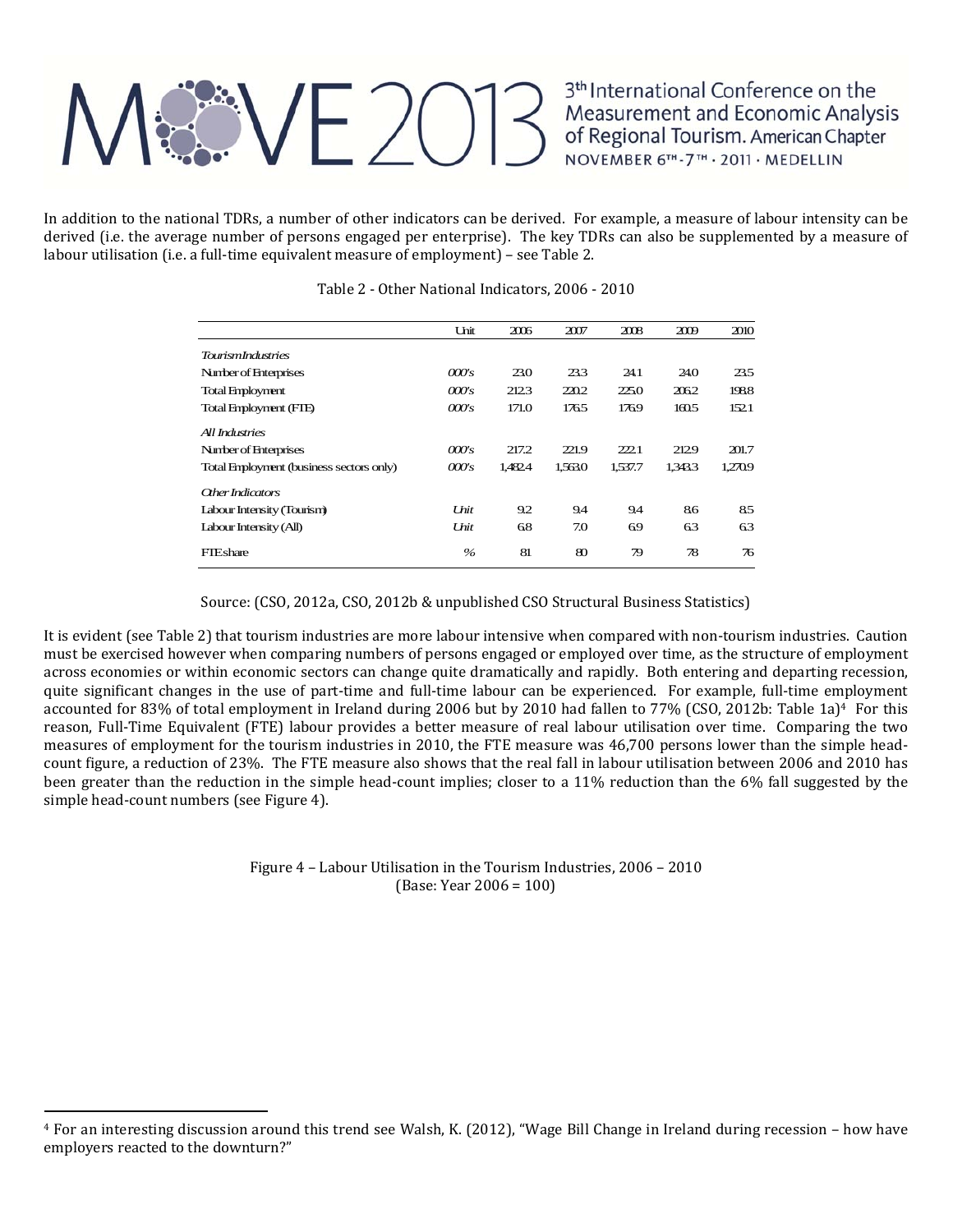In addition to the national TDRs, a number of other indicators can be derived. For example, a measure of labour intensity can be derived (i.e. the average number of persons engaged per enterprise). The key TDRs can also be supplemented by a measure of labour utilisation (i.e. a full-time equivalent measure of employment) – see Table 2.

Table 2 - Other National Indicators, 2006 - 2010

| | Unit | 2006 | 2007 | 2008 | 2009 | 2010 |
|---|---|---|---|---|---|---|
| *Tourism Industries* | | | | | | |
| Number of Enterprises | *000's* | 23.0 | 23.3 | 24.1 | 24.0 | 23.5 |
| Total Employment | *000's* | 212.3 | 220.2 | 225.0 | 206.2 | 198.8 |
| Total Employment (FTE) | *000's* | 171.0 | 176.5 | 176.9 | 160.5 | 152.1 |
| *All Industries* | | | | | | |
| Number of Enterprises | *000's* | 217.2 | 221.9 | 222.1 | 212.9 | 201.7 |
| Total Employment (business sectors only) | *000's* | 1,482.4 | 1,563.0 | 1,537.7 | 1,343.3 | 1,270.9 |
| *Other Indicators* | | | | | | |
| Labour Intensity (Tourism) | *Unit* | 9.2 | 9.4 | 9.4 | 8.6 | 8.5 |
| Labour Intensity (All) | *Unit* | 6.8 | 7.0 | 6.9 | 6.3 | 6.3 |
| FTE share | *%* | 81 | 80 | 79 | 78 | 76 |

Source: (CSO, 2012a, CSO, 2012b & unpublished CSO Structural Business Statistics)

It is evident (see Table 2) that tourism industries are more labour intensive when compared with non-tourism industries. Caution must be exercised however when comparing numbers of persons engaged or employed over time, as the structure of employment across economies or within economic sectors can change quite dramatically and rapidly. Both entering and departing recession, quite significant changes in the use of part-time and full-time labour can be experienced. For example, full-time employment accounted for 83% of total employment in Ireland during 2006 but by 2010 had fallen to 77% (CSO, 2012b: Table 1a)[4] For this reason, Full-Time Equivalent (FTE) labour provides a better measure of real labour utilisation over time. Comparing the two measures of employment for the tourism industries in 2010, the FTE measure was 46,700 persons lower than the simple head-count figure, a reduction of 23%. The FTE measure also shows that the real fall in labour utilisation between 2006 and 2010 has been greater than the reduction in the simple head-count implies; closer to a 11% reduction than the 6% fall suggested by the simple head-count numbers (see Figure 4).

Figure 4 – Labour Utilisation in the Tourism Industries, 2006 – 2010
(Base: Year 2006 = 100)

[4] For an interesting discussion around this trend see Walsh, K. (2012), "Wage Bill Change in Ireland during recession – how have employers reacted to the downturn?"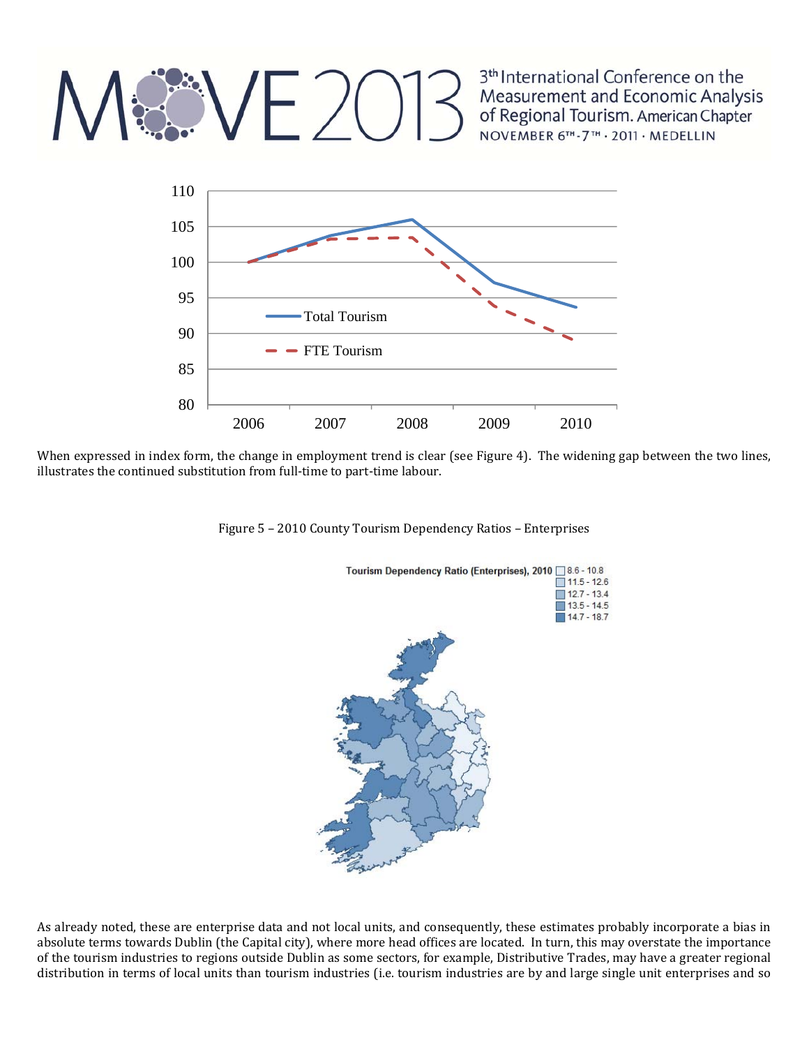When expressed in index form, the change in employment trend is clear (see Figure 4). The widening gap between the two lines, illustrates the continued substitution from full-time to part-time labour.

Figure 5 – 2010 County Tourism Dependency Ratios – Enterprises

As already noted, these are enterprise data and not local units, and consequently, these estimates probably incorporate a bias in absolute terms towards Dublin (the Capital city), where more head offices are located. In turn, this may overstate the importance of the tourism industries to regions outside Dublin as some sectors, for example, Distributive Trades, may have a greater regional distribution in terms of local units than tourism industries (i.e. tourism industries are by and large single unit enterprises and so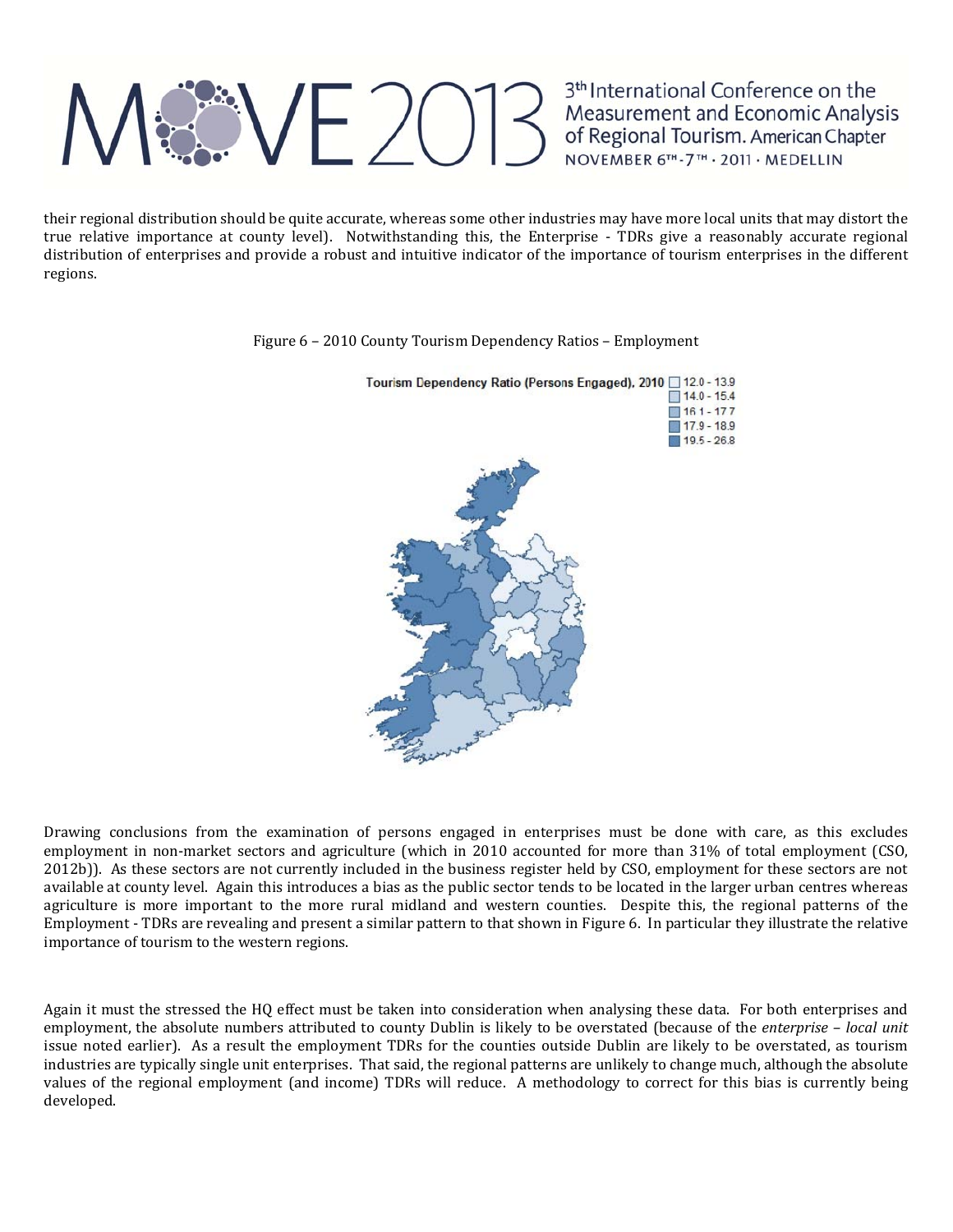their regional distribution should be quite accurate, whereas some other industries may have more local units that may distort the true relative importance at county level). Notwithstanding this, the Enterprise - TDRs give a reasonably accurate regional distribution of enterprises and provide a robust and intuitive indicator of the importance of tourism enterprises in the different regions.

Figure 6 – 2010 County Tourism Dependency Ratios – Employment

Drawing conclusions from the examination of persons engaged in enterprises must be done with care, as this excludes employment in non-market sectors and agriculture (which in 2010 accounted for more than 31% of total employment (CSO, 2012b)). As these sectors are not currently included in the business register held by CSO, employment for these sectors are not available at county level. Again this introduces a bias as the public sector tends to be located in the larger urban centres whereas agriculture is more important to the more rural midland and western counties. Despite this, the regional patterns of the Employment - TDRs are revealing and present a similar pattern to that shown in Figure 6. In particular they illustrate the relative importance of tourism to the western regions.

Again it must the stressed the HQ effect must be taken into consideration when analysing these data. For both enterprises and employment, the absolute numbers attributed to county Dublin is likely to be overstated (because of the *enterprise – local unit* issue noted earlier). As a result the employment TDRs for the counties outside Dublin are likely to be overstated, as tourism industries are typically single unit enterprises. That said, the regional patterns are unlikely to change much, although the absolute values of the regional employment (and income) TDRs will reduce. A methodology to correct for this bias is currently being developed.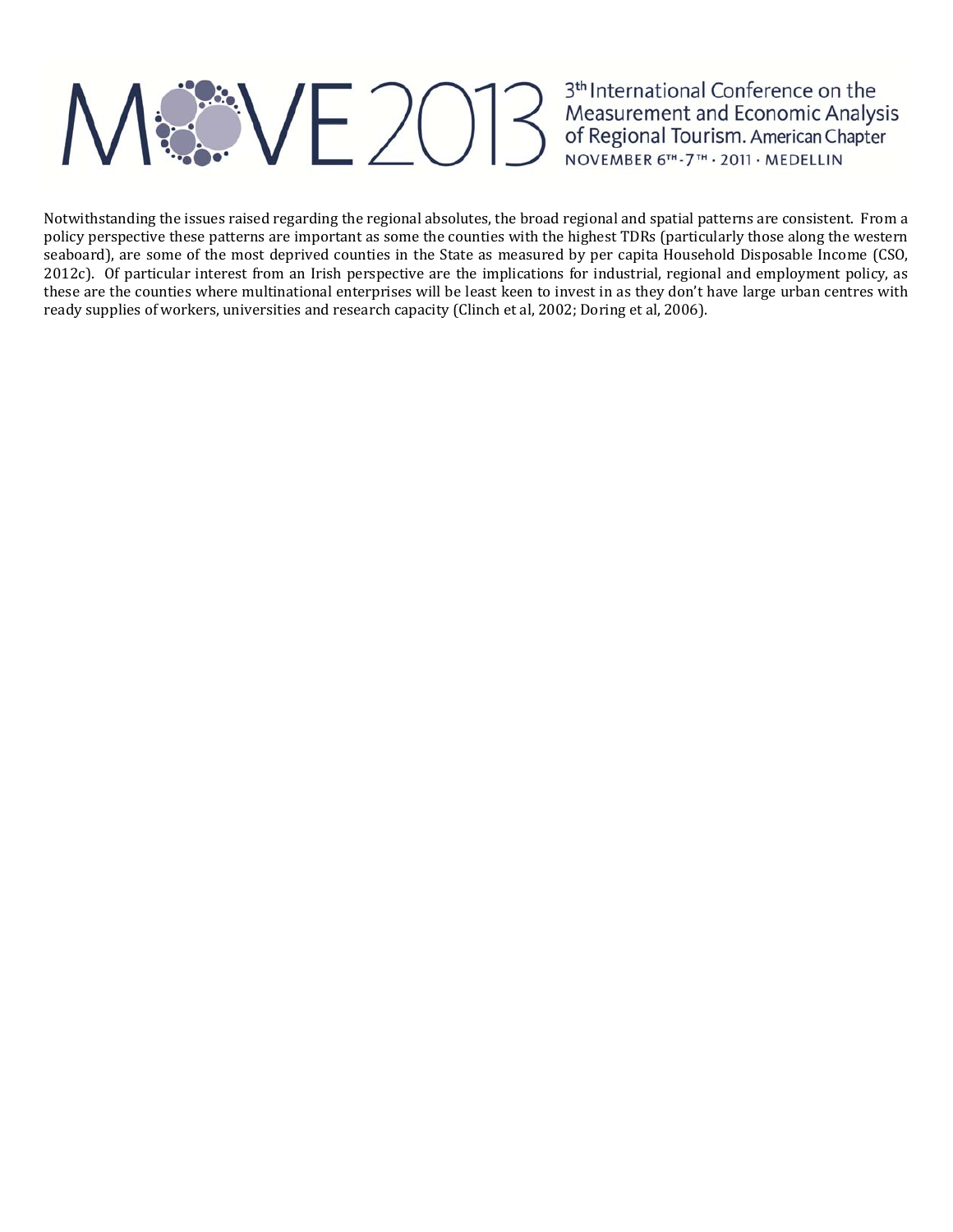Notwithstanding the issues raised regarding the regional absolutes, the broad regional and spatial patterns are consistent. From a policy perspective these patterns are important as some the counties with the highest TDRs (particularly those along the western seaboard), are some of the most deprived counties in the State as measured by per capita Household Disposable Income (CSO, 2012c). Of particular interest from an Irish perspective are the implications for industrial, regional and employment policy, as these are the counties where multinational enterprises will be least keen to invest in as they don't have large urban centres with ready supplies of workers, universities and research capacity (Clinch et al, 2002; Doring et al, 2006).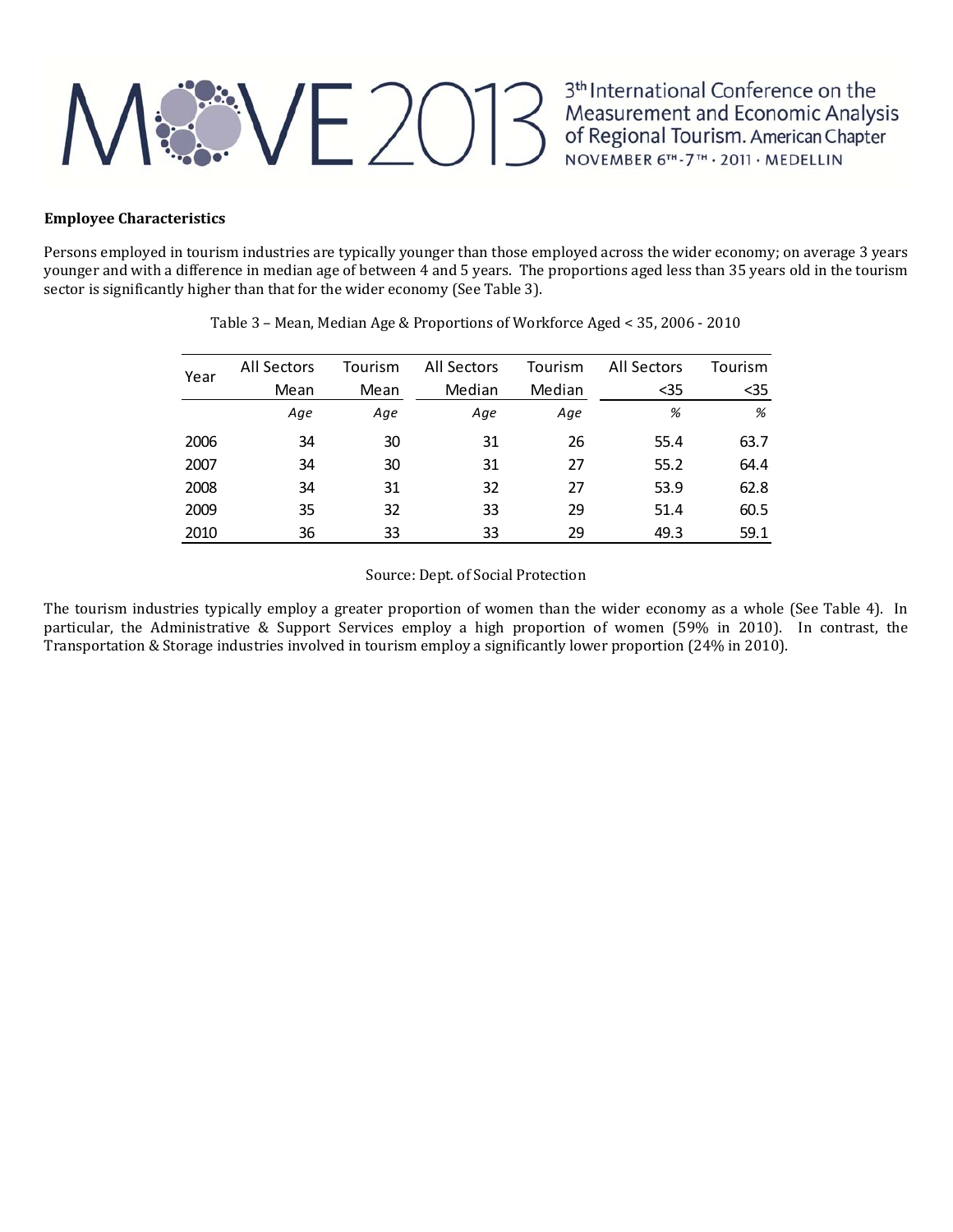**Employee Characteristics**

Persons employed in tourism industries are typically younger than those employed across the wider economy; on average 3 years younger and with a difference in median age of between 4 and 5 years. The proportions aged less than 35 years old in the tourism sector is significantly higher than that for the wider economy (See Table 3).

Table 3 – Mean, Median Age & Proportions of Workforce Aged < 35, 2006 - 2010

| Year | All Sectors Mean | Tourism Mean | All Sectors Median | Tourism Median | All Sectors <35 | Tourism <35 |
|---|---|---|---|---|---|---|
| | *Age* | *Age* | *Age* | *Age* | *%* | *%* |
| 2006 | 34 | 30 | 31 | 26 | 55.4 | 63.7 |
| 2007 | 34 | 30 | 31 | 27 | 55.2 | 64.4 |
| 2008 | 34 | 31 | 32 | 27 | 53.9 | 62.8 |
| 2009 | 35 | 32 | 33 | 29 | 51.4 | 60.5 |
| 2010 | 36 | 33 | 33 | 29 | 49.3 | 59.1 |

Source: Dept. of Social Protection

The tourism industries typically employ a greater proportion of women than the wider economy as a whole (See Table 4). In particular, the Administrative & Support Services employ a high proportion of women (59% in 2010). In contrast, the Transportation & Storage industries involved in tourism employ a significantly lower proportion (24% in 2010).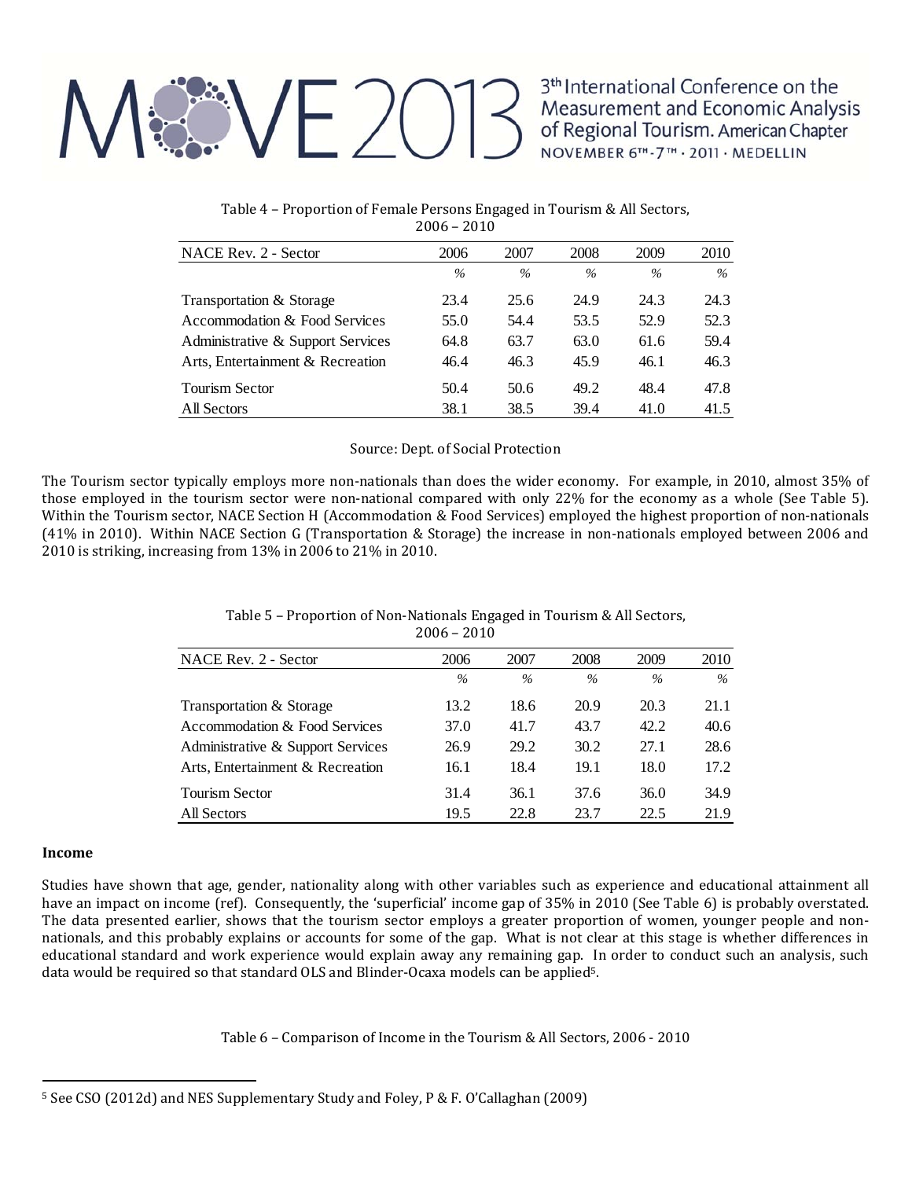Table 4 – Proportion of Female Persons Engaged in Tourism & All Sectors, 2006 – 2010

| NACE Rev. 2 - Sector | 2006 | 2007 | 2008 | 2009 | 2010 |
|---|---|---|---|---|---|
| | % | % | % | % | % |
| Transportation & Storage | 23.4 | 25.6 | 24.9 | 24.3 | 24.3 |
| Accommodation & Food Services | 55.0 | 54.4 | 53.5 | 52.9 | 52.3 |
| Administrative & Support Services | 64.8 | 63.7 | 63.0 | 61.6 | 59.4 |
| Arts, Entertainment & Recreation | 46.4 | 46.3 | 45.9 | 46.1 | 46.3 |
| Tourism Sector | 50.4 | 50.6 | 49.2 | 48.4 | 47.8 |
| All Sectors | 38.1 | 38.5 | 39.4 | 41.0 | 41.5 |

Source: Dept. of Social Protection

The Tourism sector typically employs more non-nationals than does the wider economy. For example, in 2010, almost 35% of those employed in the tourism sector were non-national compared with only 22% for the economy as a whole (See Table 5). Within the Tourism sector, NACE Section H (Accommodation & Food Services) employed the highest proportion of non-nationals (41% in 2010). Within NACE Section G (Transportation & Storage) the increase in non-nationals employed between 2006 and 2010 is striking, increasing from 13% in 2006 to 21% in 2010.

Table 5 – Proportion of Non-Nationals Engaged in Tourism & All Sectors, 2006 – 2010

| NACE Rev. 2 - Sector | 2006 | 2007 | 2008 | 2009 | 2010 |
|---|---|---|---|---|---|
| | % | % | % | % | % |
| Transportation & Storage | 13.2 | 18.6 | 20.9 | 20.3 | 21.1 |
| Accommodation & Food Services | 37.0 | 41.7 | 43.7 | 42.2 | 40.6 |
| Administrative & Support Services | 26.9 | 29.2 | 30.2 | 27.1 | 28.6 |
| Arts, Entertainment & Recreation | 16.1 | 18.4 | 19.1 | 18.0 | 17.2 |
| Tourism Sector | 31.4 | 36.1 | 37.6 | 36.0 | 34.9 |
| All Sectors | 19.5 | 22.8 | 23.7 | 22.5 | 21.9 |

**Income**

Studies have shown that age, gender, nationality along with other variables such as experience and educational attainment all have an impact on income (ref). Consequently, the 'superficial' income gap of 35% in 2010 (See Table 6) is probably overstated. The data presented earlier, shows that the tourism sector employs a greater proportion of women, younger people and non-nationals, and this probably explains or accounts for some of the gap. What is not clear at this stage is whether differences in educational standard and work experience would explain away any remaining gap. In order to conduct such an analysis, such data would be required so that standard OLS and Blinder-Ocaxa models can be applied[5].

Table 6 – Comparison of Income in the Tourism & All Sectors, 2006 - 2010

[5] See CSO (2012d) and NES Supplementary Study and Foley, P & F. O'Callaghan (2009)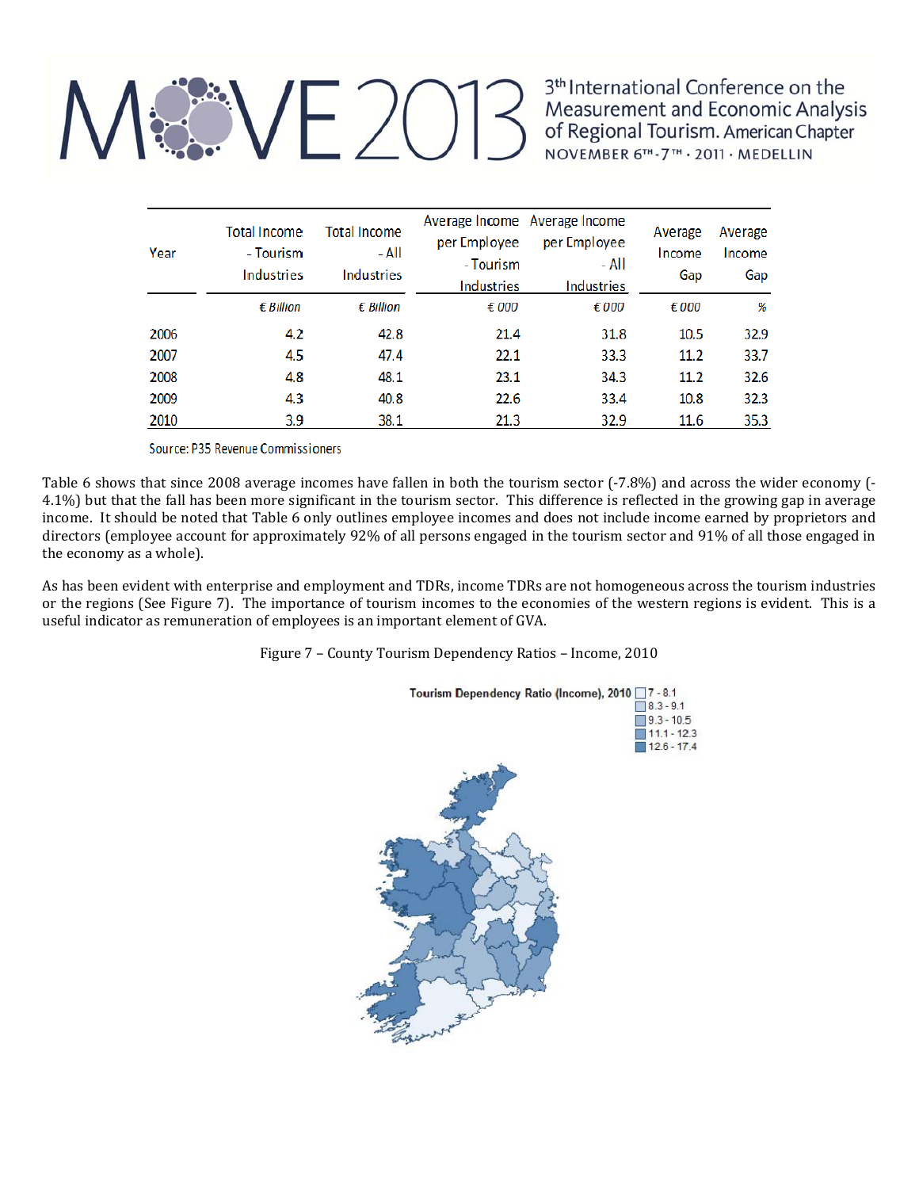| Year | Total Income - Tourism Industries | Total Income - All Industries | Average Income per Employee - Tourism Industries | Average Income per Employee - All Industries | Average Income Gap | Average Income Gap |
|---|---|---|---|---|---|---|
| | *€ Billion* | *€ Billion* | *€ 000* | *€ 000* | *€ 000* | *%* |
| 2006 | 4.2 | 42.8 | 21.4 | 31.8 | 10.5 | 32.9 |
| 2007 | 4.5 | 47.4 | 22.1 | 33.3 | 11.2 | 33.7 |
| 2008 | 4.8 | 48.1 | 23.1 | 34.3 | 11.2 | 32.6 |
| 2009 | 4.3 | 40.8 | 22.6 | 33.4 | 10.8 | 32.3 |
| 2010 | 3.9 | 38.1 | 21.3 | 32.9 | 11.6 | 35.3 |

Source: P35 Revenue Commissioners

Table 6 shows that since 2008 average incomes have fallen in both the tourism sector (-7.8%) and across the wider economy (-4.1%) but that the fall has been more significant in the tourism sector. This difference is reflected in the growing gap in average income. It should be noted that Table 6 only outlines employee incomes and does not include income earned by proprietors and directors (employee account for approximately 92% of all persons engaged in the tourism sector and 91% of all those engaged in the economy as a whole).

As has been evident with enterprise and employment and TDRs, income TDRs are not homogeneous across the tourism industries or the regions (See Figure 7). The importance of tourism incomes to the economies of the western regions is evident. This is a useful indicator as remuneration of employees is an important element of GVA.

Figure 7 – County Tourism Dependency Ratios – Income, 2010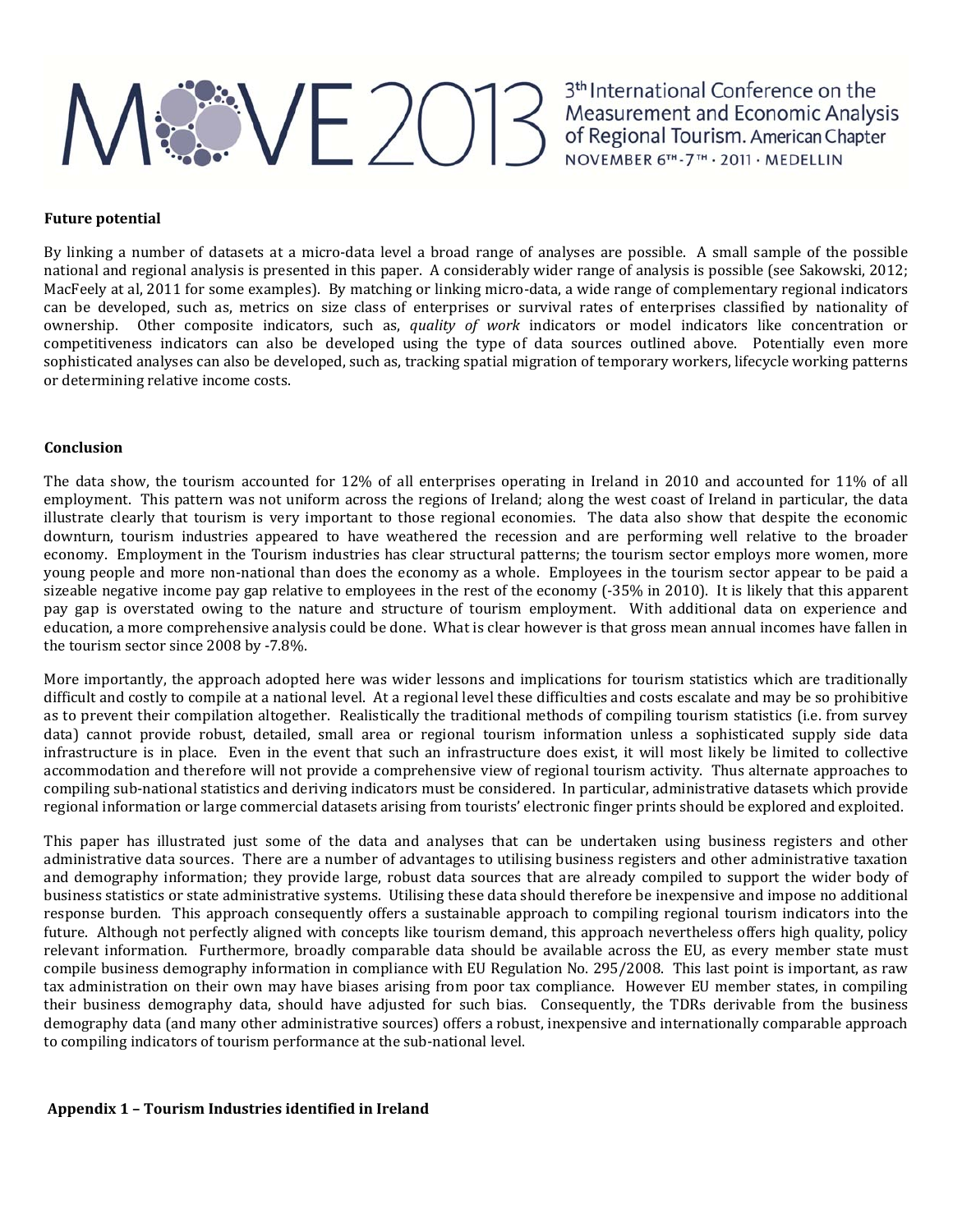**Future potential**

By linking a number of datasets at a micro-data level a broad range of analyses are possible. A small sample of the possible national and regional analysis is presented in this paper. A considerably wider range of analysis is possible (see Sakowski, 2012; MacFeely at al, 2011 for some examples). By matching or linking micro-data, a wide range of complementary regional indicators can be developed, such as, metrics on size class of enterprises or survival rates of enterprises classified by nationality of ownership. Other composite indicators, such as, *quality of work* indicators or model indicators like concentration or competitiveness indicators can also be developed using the type of data sources outlined above. Potentially even more sophisticated analyses can also be developed, such as, tracking spatial migration of temporary workers, lifecycle working patterns or determining relative income costs.

**Conclusion**

The data show, the tourism accounted for 12% of all enterprises operating in Ireland in 2010 and accounted for 11% of all employment. This pattern was not uniform across the regions of Ireland; along the west coast of Ireland in particular, the data illustrate clearly that tourism is very important to those regional economies. The data also show that despite the economic downturn, tourism industries appeared to have weathered the recession and are performing well relative to the broader economy. Employment in the Tourism industries has clear structural patterns; the tourism sector employs more women, more young people and more non-national than does the economy as a whole. Employees in the tourism sector appear to be paid a sizeable negative income pay gap relative to employees in the rest of the economy (-35% in 2010). It is likely that this apparent pay gap is overstated owing to the nature and structure of tourism employment. With additional data on experience and education, a more comprehensive analysis could be done. What is clear however is that gross mean annual incomes have fallen in the tourism sector since 2008 by -7.8%.

More importantly, the approach adopted here was wider lessons and implications for tourism statistics which are traditionally difficult and costly to compile at a national level. At a regional level these difficulties and costs escalate and may be so prohibitive as to prevent their compilation altogether. Realistically the traditional methods of compiling tourism statistics (i.e. from survey data) cannot provide robust, detailed, small area or regional tourism information unless a sophisticated supply side data infrastructure is in place. Even in the event that such an infrastructure does exist, it will most likely be limited to collective accommodation and therefore will not provide a comprehensive view of regional tourism activity. Thus alternate approaches to compiling sub-national statistics and deriving indicators must be considered. In particular, administrative datasets which provide regional information or large commercial datasets arising from tourists' electronic finger prints should be explored and exploited.

This paper has illustrated just some of the data and analyses that can be undertaken using business registers and other administrative data sources. There are a number of advantages to utilising business registers and other administrative taxation and demography information; they provide large, robust data sources that are already compiled to support the wider body of business statistics or state administrative systems. Utilising these data should therefore be inexpensive and impose no additional response burden. This approach consequently offers a sustainable approach to compiling regional tourism indicators into the future. Although not perfectly aligned with concepts like tourism demand, this approach nevertheless offers high quality, policy relevant information. Furthermore, broadly comparable data should be available across the EU, as every member state must compile business demography information in compliance with EU Regulation No. 295/2008. This last point is important, as raw tax administration on their own may have biases arising from poor tax compliance. However EU member states, in compiling their business demography data, should have adjusted for such bias. Consequently, the TDRs derivable from the business demography data (and many other administrative sources) offers a robust, inexpensive and internationally comparable approach to compiling indicators of tourism performance at the sub-national level.

**Appendix 1 – Tourism Industries identified in Ireland**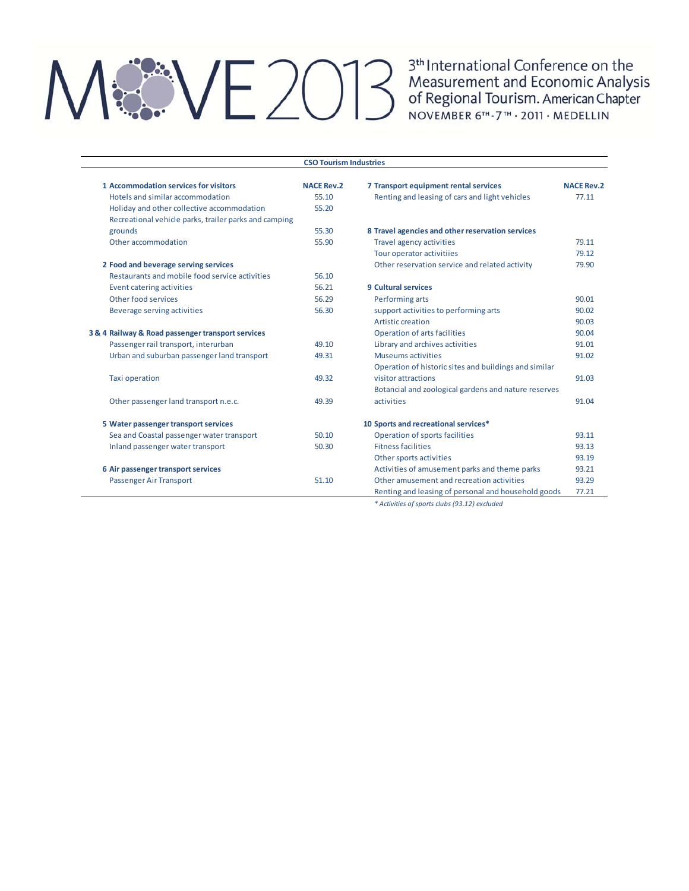**CSO Tourism Industries**

| 1 Accommodation services for visitors | NACE Rev.2 |
|---|---|
| Hotels and similar accommodation | 55.10 |
| Holiday and other collective accommodation | 55.20 |
| Recreational vehicle parks, trailer parks and camping grounds | 55.30 |
| Other accommodation | 55.90 |
| **2 Food and beverage serving services** | |
| Restaurants and mobile food service activities | 56.10 |
| Event catering activities | 56.21 |
| Other food services | 56.29 |
| Beverage serving activities | 56.30 |
| **3 & 4 Railway & Road passenger transport services** | |
| Passenger rail transport, interurban | 49.10 |
| Urban and suburban passenger land transport | 49.31 |
| Taxi operation | 49.32 |
| Other passenger land transport n.e.c. | 49.39 |
| **5 Water passenger transport services** | |
| Sea and Coastal passenger water transport | 50.10 |
| Inland passenger water transport | 50.30 |
| **6 Air passenger transport services** | |
| Passenger Air Transport | 51.10 |

| 7 Transport equipment rental services | NACE Rev.2 |
|---|---|
| Renting and leasing of cars and light vehicles | 77.11 |
| **8 Travel agencies and other reservation services** | |
| Travel agency activities | 79.11 |
| Tour operator activitiies | 79.12 |
| Other reservation service and related activity | 79.90 |
| **9 Cultural services** | |
| Performing arts | 90.01 |
| support activities to performing arts | 90.02 |
| Artistic creation | 90.03 |
| Operation of arts facilities | 90.04 |
| Library and archives activities | 91.01 |
| Museums activities | 91.02 |
| Operation of historic sites and buildings and similar visitor attractions | 91.03 |
| Botancial and zoological gardens and nature reserves activities | 91.04 |
| **10 Sports and recreational services*** | |
| Operation of sports facilities | 93.11 |
| Fitness facilities | 93.13 |
| Other sports activities | 93.19 |
| Activities of amusement parks and theme parks | 93.21 |
| Other amusement and recreation activities | 93.29 |
| Renting and leasing of personal and household goods | 77.21 |

*\* Activities of sports clubs (93.12) excluded*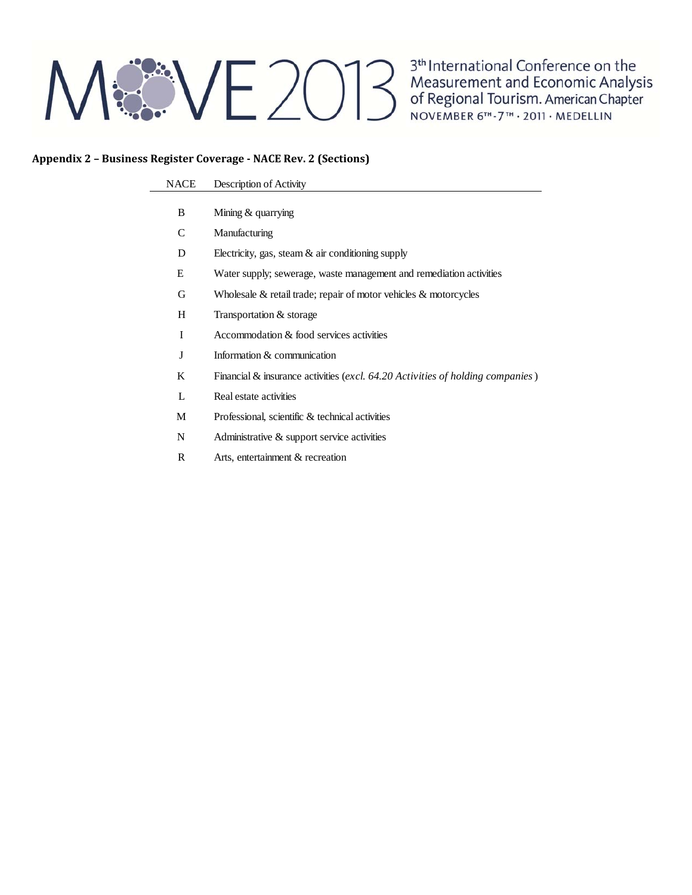## Appendix 2 – Business Register Coverage - NACE Rev. 2 (Sections)

| NACE | Description of Activity |
|---|---|
| B | Mining & quarrying |
| C | Manufacturing |
| D | Electricity, gas, steam & air conditioning supply |
| E | Water supply; sewerage, waste management and remediation activities |
| G | Wholesale & retail trade; repair of motor vehicles & motorcycles |
| H | Transportation & storage |
| I | Accommodation & food services activities |
| J | Information & communication |
| K | Financial & insurance activities (*excl. 64.20 Activities of holding companies*) |
| L | Real estate activities |
| M | Professional, scientific & technical activities |
| N | Administrative & support service activities |
| R | Arts, entertainment & recreation |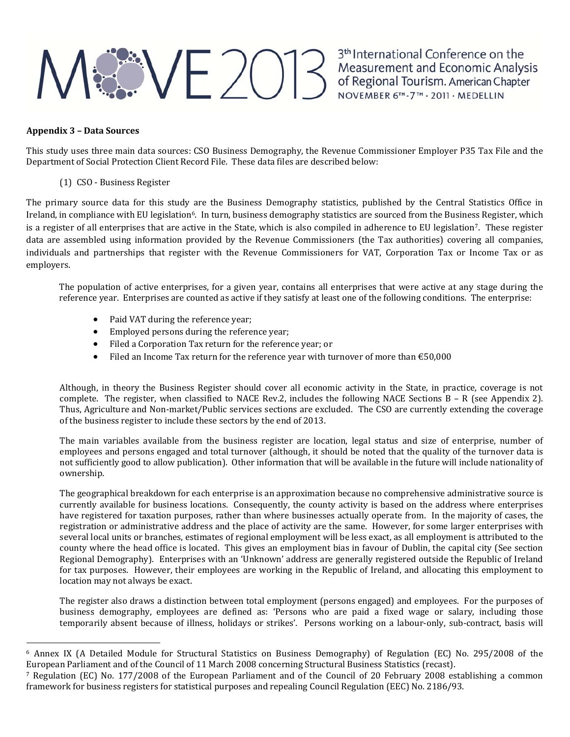## Appendix 3 – Data Sources

This study uses three main data sources: CSO Business Demography, the Revenue Commissioner Employer P35 Tax File and the Department of Social Protection Client Record File. These data files are described below:

(1) CSO - Business Register

The primary source data for this study are the Business Demography statistics, published by the Central Statistics Office in Ireland, in compliance with EU legislation[6]. In turn, business demography statistics are sourced from the Business Register, which is a register of all enterprises that are active in the State, which is also compiled in adherence to EU legislation[7]. These register data are assembled using information provided by the Revenue Commissioners (the Tax authorities) covering all companies, individuals and partnerships that register with the Revenue Commissioners for VAT, Corporation Tax or Income Tax or as employers.

The population of active enterprises, for a given year, contains all enterprises that were active at any stage during the reference year. Enterprises are counted as active if they satisfy at least one of the following conditions. The enterprise:

- Paid VAT during the reference year;
- Employed persons during the reference year;
- Filed a Corporation Tax return for the reference year; or
- Filed an Income Tax return for the reference year with turnover of more than €50,000

Although, in theory the Business Register should cover all economic activity in the State, in practice, coverage is not complete. The register, when classified to NACE Rev.2, includes the following NACE Sections B – R (see Appendix 2). Thus, Agriculture and Non-market/Public services sections are excluded. The CSO are currently extending the coverage of the business register to include these sectors by the end of 2013.

The main variables available from the business register are location, legal status and size of enterprise, number of employees and persons engaged and total turnover (although, it should be noted that the quality of the turnover data is not sufficiently good to allow publication). Other information that will be available in the future will include nationality of ownership.

The geographical breakdown for each enterprise is an approximation because no comprehensive administrative source is currently available for business locations. Consequently, the county activity is based on the address where enterprises have registered for taxation purposes, rather than where businesses actually operate from. In the majority of cases, the registration or administrative address and the place of activity are the same. However, for some larger enterprises with several local units or branches, estimates of regional employment will be less exact, as all employment is attributed to the county where the head office is located. This gives an employment bias in favour of Dublin, the capital city (See section Regional Demography). Enterprises with an 'Unknown' address are generally registered outside the Republic of Ireland for tax purposes. However, their employees are working in the Republic of Ireland, and allocating this employment to location may not always be exact.

The register also draws a distinction between total employment (persons engaged) and employees. For the purposes of business demography, employees are defined as: 'Persons who are paid a fixed wage or salary, including those temporarily absent because of illness, holidays or strikes'. Persons working on a labour-only, sub-contract, basis will

---

[6] Annex IX (A Detailed Module for Structural Statistics on Business Demography) of Regulation (EC) No. 295/2008 of the European Parliament and of the Council of 11 March 2008 concerning Structural Business Statistics (recast).

[7] Regulation (EC) No. 177/2008 of the European Parliament and of the Council of 20 February 2008 establishing a common framework for business registers for statistical purposes and repealing Council Regulation (EEC) No. 2186/93.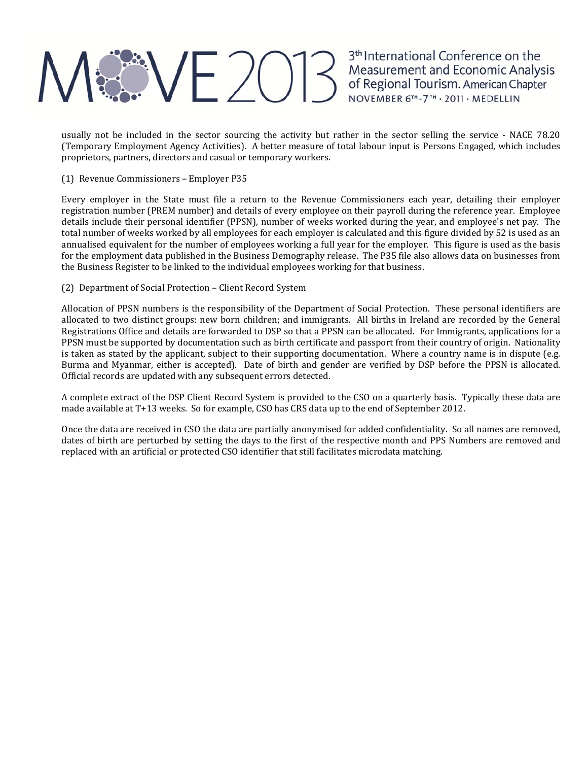usually not be included in the sector sourcing the activity but rather in the sector selling the service - NACE 78.20 (Temporary Employment Agency Activities). A better measure of total labour input is Persons Engaged, which includes proprietors, partners, directors and casual or temporary workers.

(1) Revenue Commissioners – Employer P35

Every employer in the State must file a return to the Revenue Commissioners each year, detailing their employer registration number (PREM number) and details of every employee on their payroll during the reference year. Employee details include their personal identifier (PPSN), number of weeks worked during the year, and employee's net pay. The total number of weeks worked by all employees for each employer is calculated and this figure divided by 52 is used as an annualised equivalent for the number of employees working a full year for the employer. This figure is used as the basis for the employment data published in the Business Demography release. The P35 file also allows data on businesses from the Business Register to be linked to the individual employees working for that business.

(2) Department of Social Protection – Client Record System

Allocation of PPSN numbers is the responsibility of the Department of Social Protection. These personal identifiers are allocated to two distinct groups: new born children; and immigrants. All births in Ireland are recorded by the General Registrations Office and details are forwarded to DSP so that a PPSN can be allocated. For Immigrants, applications for a PPSN must be supported by documentation such as birth certificate and passport from their country of origin. Nationality is taken as stated by the applicant, subject to their supporting documentation. Where a country name is in dispute (e.g. Burma and Myanmar, either is accepted). Date of birth and gender are verified by DSP before the PPSN is allocated. Official records are updated with any subsequent errors detected.

A complete extract of the DSP Client Record System is provided to the CSO on a quarterly basis. Typically these data are made available at T+13 weeks. So for example, CSO has CRS data up to the end of September 2012.

Once the data are received in CSO the data are partially anonymised for added confidentiality. So all names are removed, dates of birth are perturbed by setting the days to the first of the respective month and PPS Numbers are removed and replaced with an artificial or protected CSO identifier that still facilitates microdata matching.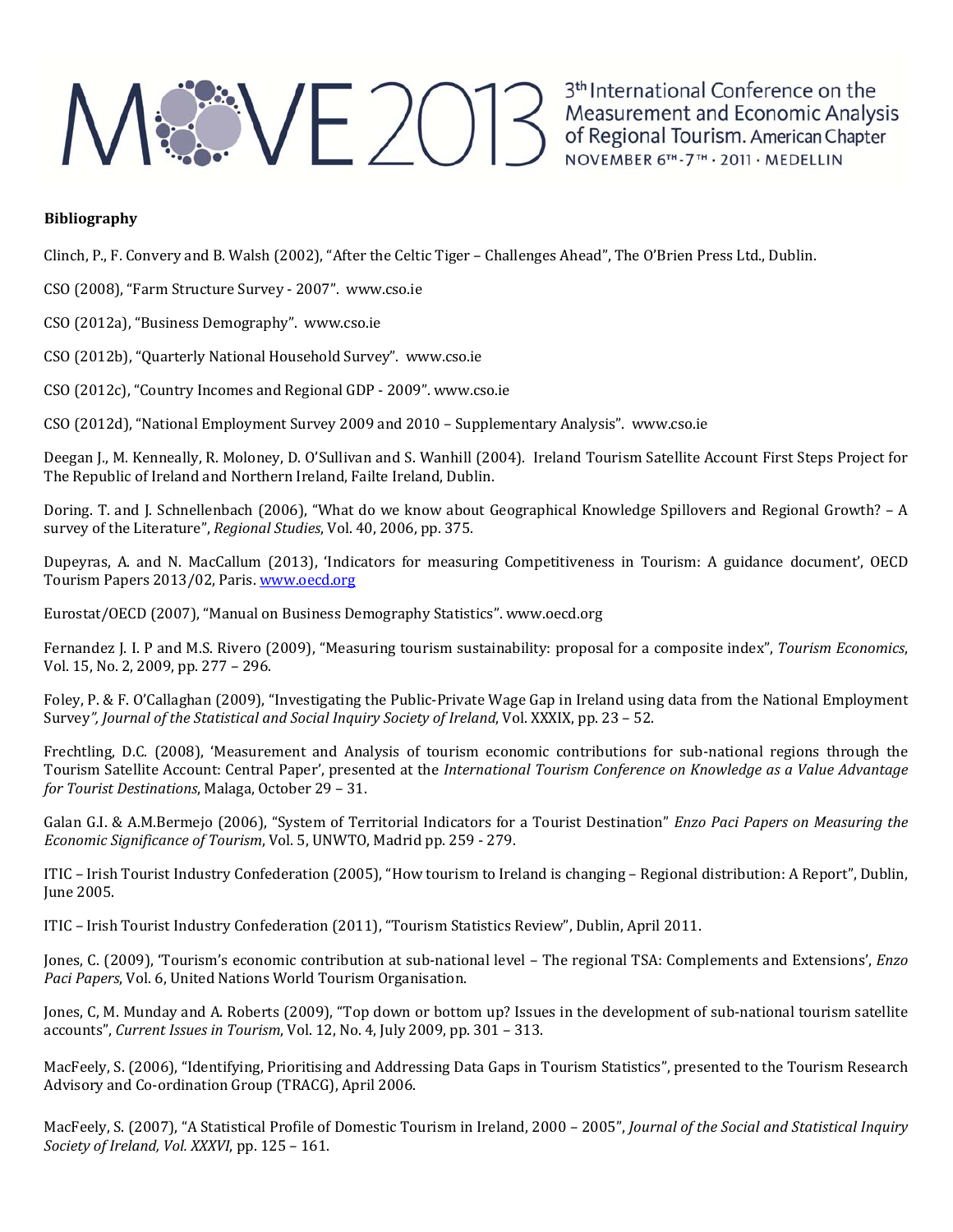**Bibliography**

Clinch, P., F. Convery and B. Walsh (2002), "After the Celtic Tiger – Challenges Ahead", The O'Brien Press Ltd., Dublin.

CSO (2008), "Farm Structure Survey - 2007". www.cso.ie

CSO (2012a), "Business Demography". www.cso.ie

CSO (2012b), "Quarterly National Household Survey". www.cso.ie

CSO (2012c), "Country Incomes and Regional GDP - 2009". www.cso.ie

CSO (2012d), "National Employment Survey 2009 and 2010 – Supplementary Analysis". www.cso.ie

Deegan J., M. Kenneally, R. Moloney, D. O'Sullivan and S. Wanhill (2004). Ireland Tourism Satellite Account First Steps Project for The Republic of Ireland and Northern Ireland, Failte Ireland, Dublin.

Doring. T. and J. Schnellenbach (2006), "What do we know about Geographical Knowledge Spillovers and Regional Growth? – A survey of the Literature", *Regional Studies*, Vol. 40, 2006, pp. 375.

Dupeyras, A. and N. MacCallum (2013), 'Indicators for measuring Competitiveness in Tourism: A guidance document', OECD Tourism Papers 2013/02, Paris. www.oecd.org

Eurostat/OECD (2007), "Manual on Business Demography Statistics". www.oecd.org

Fernandez J. I. P and M.S. Rivero (2009), "Measuring tourism sustainability: proposal for a composite index", *Tourism Economics*, Vol. 15, No. 2, 2009, pp. 277 – 296.

Foley, P. & F. O'Callaghan (2009), "Investigating the Public-Private Wage Gap in Ireland using data from the National Employment Survey*", Journal of the Statistical and Social Inquiry Society of Ireland*, Vol. XXXIX, pp. 23 – 52.

Frechtling, D.C. (2008), 'Measurement and Analysis of tourism economic contributions for sub-national regions through the Tourism Satellite Account: Central Paper', presented at the *International Tourism Conference on Knowledge as a Value Advantage for Tourist Destinations*, Malaga, October 29 – 31.

Galan G.I. & A.M.Bermejo (2006), "System of Territorial Indicators for a Tourist Destination" *Enzo Paci Papers on Measuring the Economic Significance of Tourism*, Vol. 5, UNWTO, Madrid pp. 259 - 279.

ITIC – Irish Tourist Industry Confederation (2005), "How tourism to Ireland is changing – Regional distribution: A Report", Dublin, June 2005.

ITIC – Irish Tourist Industry Confederation (2011), "Tourism Statistics Review", Dublin, April 2011.

Jones, C. (2009), 'Tourism's economic contribution at sub-national level – The regional TSA: Complements and Extensions', *Enzo Paci Papers*, Vol. 6, United Nations World Tourism Organisation.

Jones, C, M. Munday and A. Roberts (2009), "Top down or bottom up? Issues in the development of sub-national tourism satellite accounts", *Current Issues in Tourism*, Vol. 12, No. 4, July 2009, pp. 301 – 313.

MacFeely, S. (2006), "Identifying, Prioritising and Addressing Data Gaps in Tourism Statistics", presented to the Tourism Research Advisory and Co-ordination Group (TRACG), April 2006.

MacFeely, S. (2007), "A Statistical Profile of Domestic Tourism in Ireland, 2000 – 2005", *Journal of the Social and Statistical Inquiry Society of Ireland, Vol. XXXVI*, pp. 125 – 161.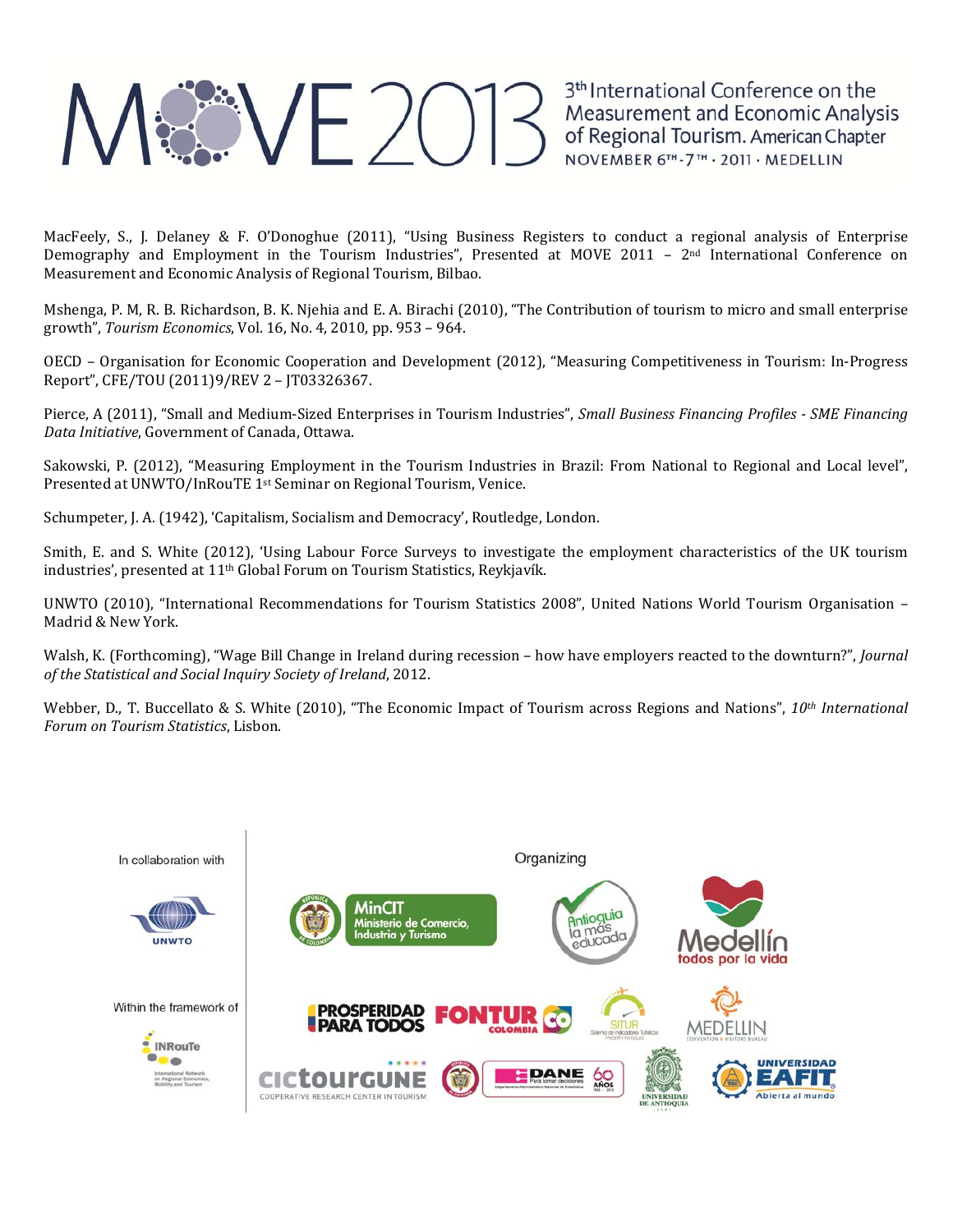MacFeely, S., J. Delaney & F. O'Donoghue (2011), "Using Business Registers to conduct a regional analysis of Enterprise Demography and Employment in the Tourism Industries", Presented at MOVE 2011 – 2nd International Conference on Measurement and Economic Analysis of Regional Tourism, Bilbao.

Mshenga, P. M, R. B. Richardson, B. K. Njehia and E. A. Birachi (2010), "The Contribution of tourism to micro and small enterprise growth", *Tourism Economics*, Vol. 16, No. 4, 2010, pp. 953 – 964.

OECD – Organisation for Economic Cooperation and Development (2012), "Measuring Competitiveness in Tourism: In-Progress Report", CFE/TOU (2011)9/REV 2 – JT03326367.

Pierce, A (2011), "Small and Medium-Sized Enterprises in Tourism Industries", *Small Business Financing Profiles - SME Financing Data Initiative*, Government of Canada, Ottawa.

Sakowski, P. (2012), "Measuring Employment in the Tourism Industries in Brazil: From National to Regional and Local level", Presented at UNWTO/InRouTE 1st Seminar on Regional Tourism, Venice.

Schumpeter, J. A. (1942), 'Capitalism, Socialism and Democracy', Routledge, London.

Smith, E. and S. White (2012), 'Using Labour Force Surveys to investigate the employment characteristics of the UK tourism industries', presented at 11th Global Forum on Tourism Statistics, Reykjavík.

UNWTO (2010), "International Recommendations for Tourism Statistics 2008", United Nations World Tourism Organisation – Madrid & New York.

Walsh, K. (Forthcoming), "Wage Bill Change in Ireland during recession – how have employers reacted to the downturn?", *Journal of the Statistical and Social Inquiry Society of Ireland*, 2012.

Webber, D., T. Buccellato & S. White (2010), "The Economic Impact of Tourism across Regions and Nations", *10th International Forum on Tourism Statistics*, Lisbon.

In collaboration with

Organizing

Within the framework of